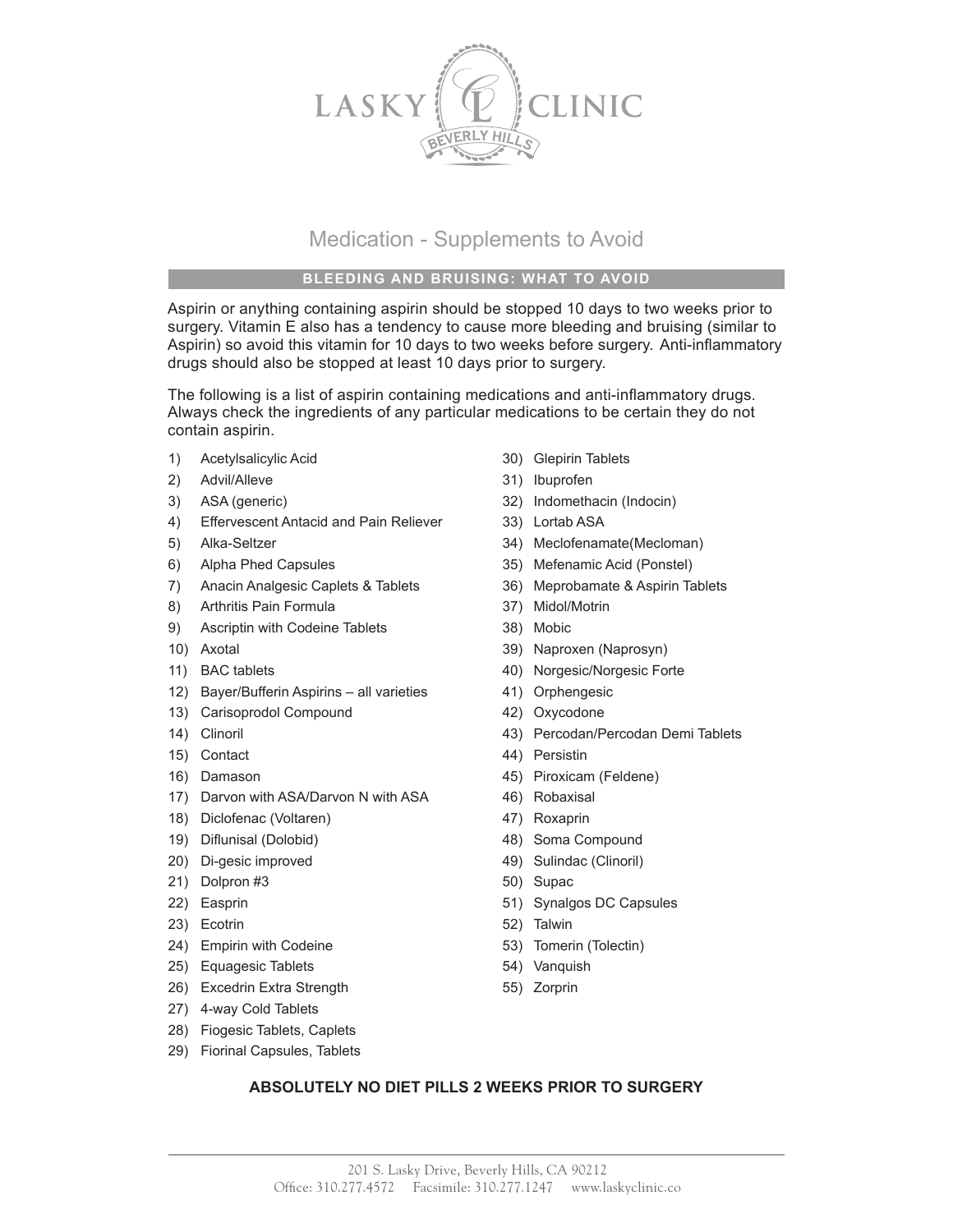# LASKY CLINIC

BEVERLY HILLS

## Medication - Supplements to Avoid

### BLEEDING AND BRUISING: WHAT TO AVOID

Aspirin or anything containing aspirin should be stopped 10 days to two weeks prior to surgery. Vitamin E also has a tendency to cause more bleeding and bruising (similar to Aspirin) so avoid this vitamin for 10 days to two weeks before surgery. Anti-inflammatory drugs should also be stopped at least 10 days prior to surgery.

The following is a list of aspirin containing medications and anti-inflammatory drugs. Always check the ingredients of any particular medications to be certain they do not contain aspirin.

1) Acetylsalicylic Acid
2) Advil/Alleve
3) ASA (generic)
4) Effervescent Antacid and Pain Reliever
5) Alka-Seltzer
6) Alpha Phed Capsules
7) Anacin Analgesic Caplets & Tablets
8) Arthritis Pain Formula
9) Ascriptin with Codeine Tablets
10) Axotal
11) BAC tablets
12) Bayer/Bufferin Aspirins – all varieties
13) Carisoprodol Compound
14) Clinoril
15) Contact
16) Damason
17) Darvon with ASA/Darvon N with ASA
18) Diclofenac (Voltaren)
19) Diflunisal (Dolobid)
20) Di-gesic improved
21) Dolpron #3
22) Easprin
23) Ecotrin
24) Empirin with Codeine
25) Equagesic Tablets
26) Excedrin Extra Strength
27) 4-way Cold Tablets
28) Fiogesic Tablets, Caplets
29) Fiorinal Capsules, Tablets
30) Glepirin Tablets
31) Ibuprofen
32) Indomethacin (Indocin)
33) Lortab ASA
34) Meclofenamate(Mecloman)
35) Mefenamic Acid (Ponstel)
36) Meprobamate & Aspirin Tablets
37) Midol/Motrin
38) Mobic
39) Naproxen (Naprosyn)
40) Norgesic/Norgesic Forte
41) Orphengesic
42) Oxycodone
43) Percodan/Percodan Demi Tablets
44) Persistin
45) Piroxicam (Feldene)
46) Robaxisal
47) Roxaprin
48) Soma Compound
49) Sulindac (Clinoril)
50) Supac
51) Synalgos DC Capsules
52) Talwin
53) Tomerin (Tolectin)
54) Vanquish
55) Zorprin

**ABSOLUTELY NO DIET PILLS 2 WEEKS PRIOR TO SURGERY**

201 S. Lasky Drive, Beverly Hills, CA 90212
Office: 310.277.4572 Facsimile: 310.277.1247 www.laskyclinic.co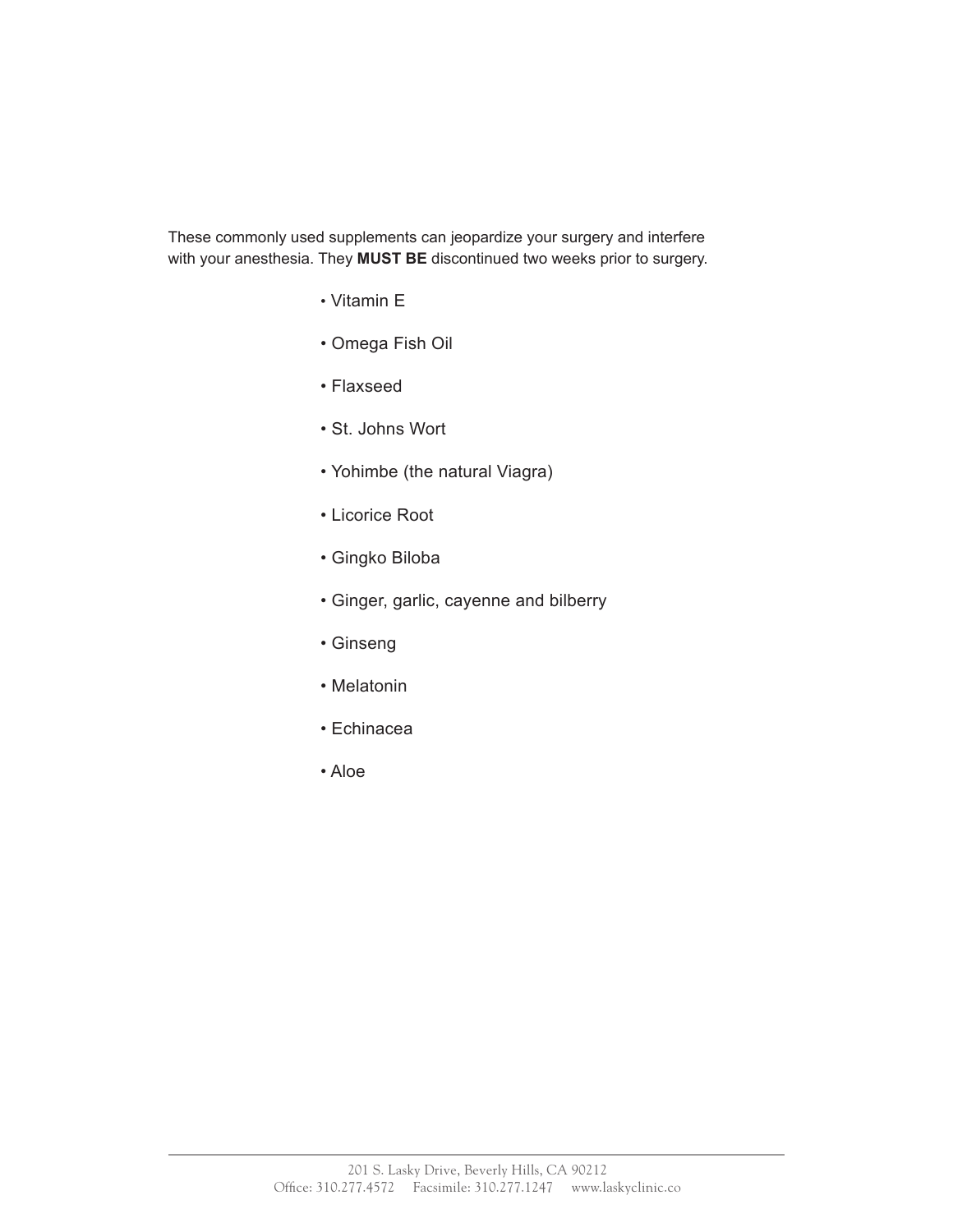These commonly used supplements can jeopardize your surgery and interfere with your anesthesia. They **MUST BE** discontinued two weeks prior to surgery.

- Vitamin E
- Omega Fish Oil
- Flaxseed
- St. Johns Wort
- Yohimbe (the natural Viagra)
- Licorice Root
- Gingko Biloba
- Ginger, garlic, cayenne and bilberry
- Ginseng
- Melatonin
- Echinacea
- Aloe